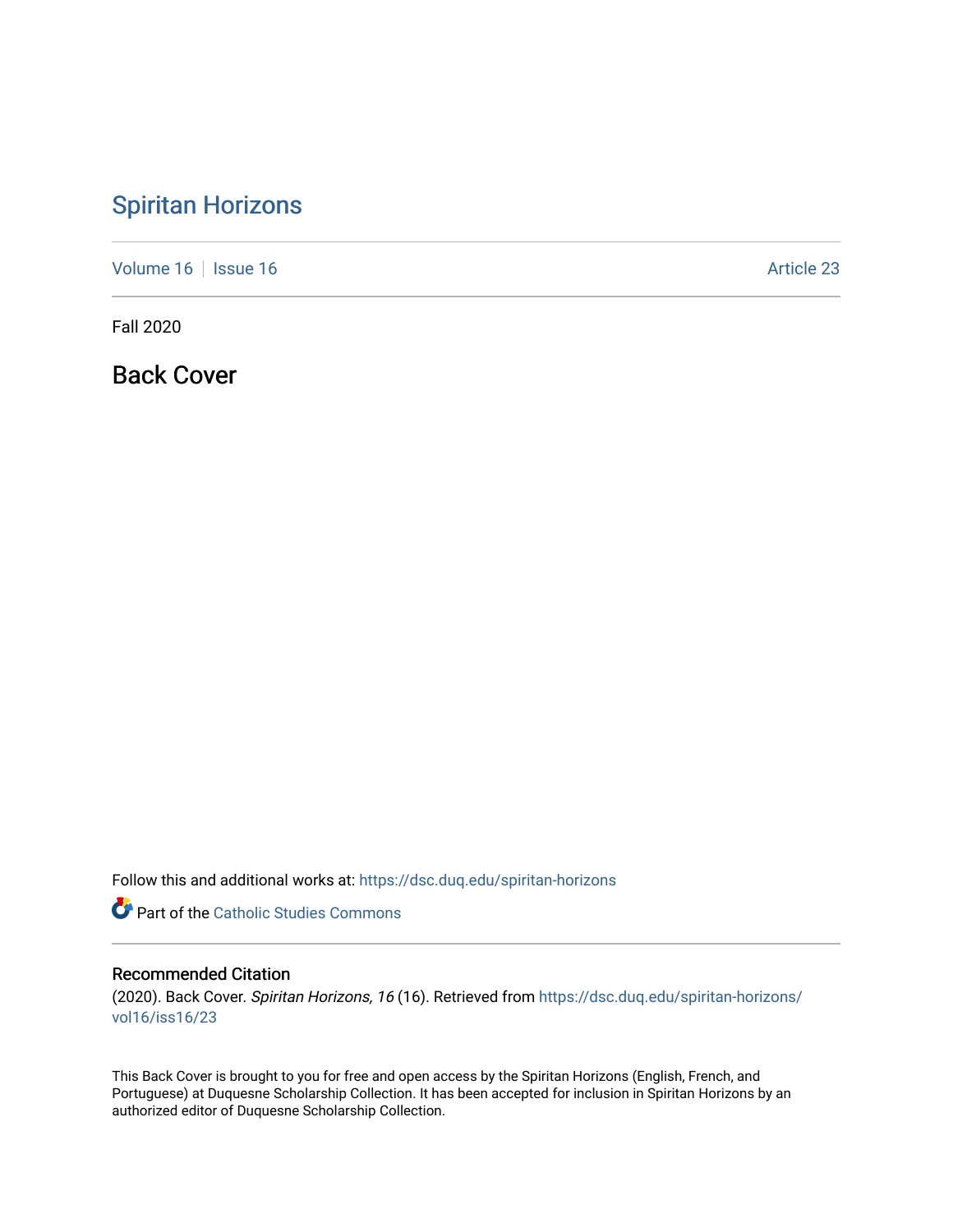# Spiritan Horizons

Volume 16 | Issue 16 | Article 23

Fall 2020

## Back Cover

Follow this and additional works at: https://dsc.duq.edu/spiritan-horizons

Part of the Catholic Studies Commons

### Recommended Citation

(2020). Back Cover. *Spiritan Horizons, 16* (16). Retrieved from https://dsc.duq.edu/spiritan-horizons/vol16/iss16/23

This Back Cover is brought to you for free and open access by the Spiritan Horizons (English, French, and Portuguese) at Duquesne Scholarship Collection. It has been accepted for inclusion in Spiritan Horizons by an authorized editor of Duquesne Scholarship Collection.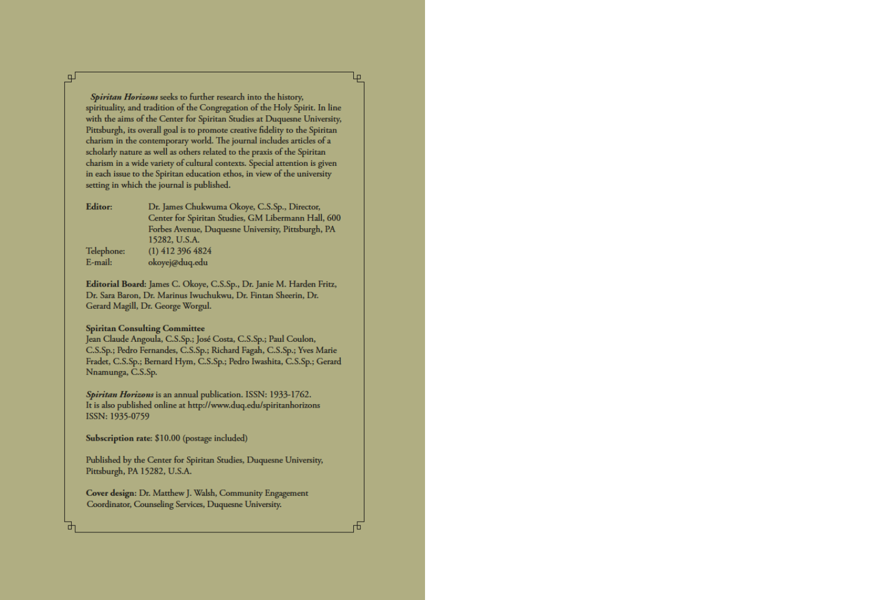***Spiritan Horizons*** seeks to further research into the history, spirituality, and tradition of the Congregation of the Holy Spirit. In line with the aims of the Center for Spiritan Studies at Duquesne University, Pittsburgh, its overall goal is to promote creative fidelity to the Spiritan charism in the contemporary world. The journal includes articles of a scholarly nature as well as others related to the praxis of the Spiritan charism in a wide variety of cultural contexts. Special attention is given in each issue to the Spiritan education ethos, in view of the university setting in which the journal is published.

**Editor:** Dr. James Chukwuma Okoye, C.S.Sp., Director, Center for Spiritan Studies, GM Libermann Hall, 600 Forbes Avenue, Duquesne University, Pittsburgh, PA 15282, U.S.A.
Telephone: (1) 412 396 4824
E-mail: okoyej@duq.edu

**Editorial Board**: James C. Okoye, C.S.Sp., Dr. Janie M. Harden Fritz, Dr. Sara Baron, Dr. Marinus Iwuchukwu, Dr. Fintan Sheerin, Dr. Gerard Magill, Dr. George Worgul.

**Spiritan Consulting Committee**
Jean Claude Angoula, C.S.Sp.; José Costa, C.S.Sp.; Paul Coulon, C.S.Sp.; Pedro Fernandes, C.S.Sp.; Richard Fagah, C.S.Sp.; Yves Marie Fradet, C.S.Sp.; Bernard Hym, C.S.Sp.; Pedro Iwashita, C.S.Sp.; Gerard Nnamunga, C.S.Sp.

***Spiritan Horizons*** is an annual publication. ISSN: 1933-1762.
It is also published online at http://www.duq.edu/spiritanhorizons
ISSN: 1935-0759

**Subscription rate:** $10.00 (postage included)

Published by the Center for Spiritan Studies, Duquesne University, Pittsburgh, PA 15282, U.S.A.

**Cover design:** Dr. Matthew J. Walsh, Community Engagement Coordinator, Counseling Services, Duquesne University.